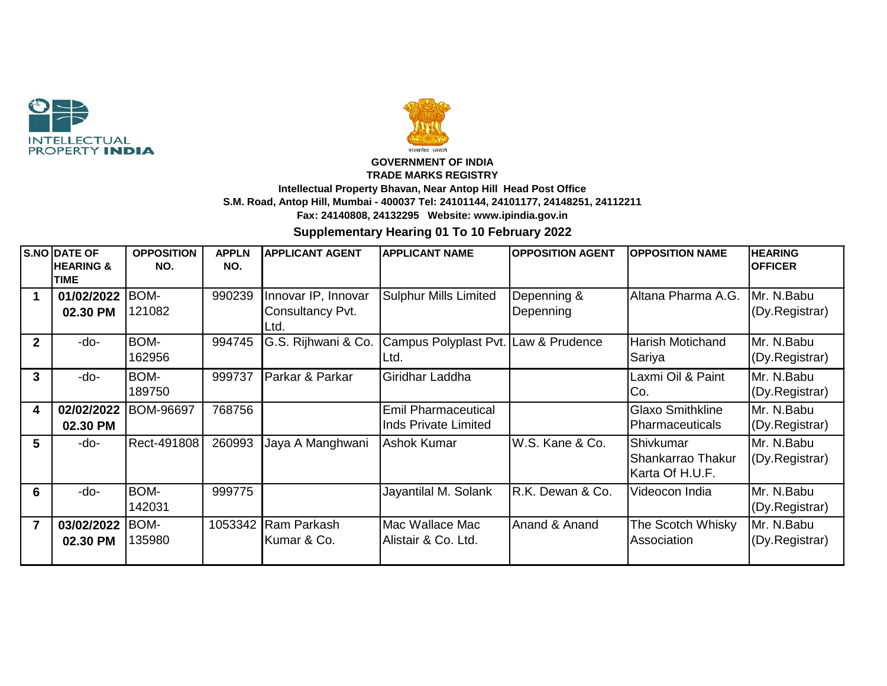**GOVERNMENT OF INDIA**
**TRADE MARKS REGISTRY**
**Intellectual Property Bhavan, Near Antop Hill Head Post Office**
**S.M. Road, Antop Hill, Mumbai - 400037 Tel: 24101144, 24101177, 24148251, 24112211**
**Fax: 24140808, 24132295 Website: www.ipindia.gov.in**

## Supplementary Hearing 01 To 10 February 2022

| S.NO | DATE OF HEARING & TIME | OPPOSITION NO. | APPLN NO. | APPLICANT AGENT | APPLICANT NAME | OPPOSITION AGENT | OPPOSITION NAME | HEARING OFFICER |
|---|---|---|---|---|---|---|---|---|
| 1 | 01/02/2022 02.30 PM | BOM-121082 | 990239 | Innovar IP, Innovar Consultancy Pvt. Ltd. | Sulphur Mills Limited | Depenning & Depenning | Altana Pharma A.G. | Mr. N.Babu (Dy.Registrar) |
| 2 | -do- | BOM-162956 | 994745 | G.S. Rijhwani & Co. | Campus Polyplast Pvt. Ltd. | Law & Prudence | Harish Motichand Sariya | Mr. N.Babu (Dy.Registrar) |
| 3 | -do- | BOM-189750 | 999737 | Parkar & Parkar | Giridhar Laddha | | Laxmi Oil & Paint Co. | Mr. N.Babu (Dy.Registrar) |
| 4 | 02/02/2022 02.30 PM | BOM-96697 | 768756 | | Emil Pharmaceutical Inds Private Limited | | Glaxo Smithkline Pharmaceuticals | Mr. N.Babu (Dy.Registrar) |
| 5 | -do- | Rect-491808 | 260993 | Jaya A Manghwani | Ashok Kumar | W.S. Kane & Co. | Shivkumar Shankarrao Thakur Karta Of H.U.F. | Mr. N.Babu (Dy.Registrar) |
| 6 | -do- | BOM-142031 | 999775 | | Jayantilal M. Solank | R.K. Dewan & Co. | Videocon India | Mr. N.Babu (Dy.Registrar) |
| 7 | 03/02/2022 02.30 PM | BOM-135980 | 1053342 | Ram Parkash Kumar & Co. | Mac Wallace Mac Alistair & Co. Ltd. | Anand & Anand | The Scotch Whisky Association | Mr. N.Babu (Dy.Registrar) |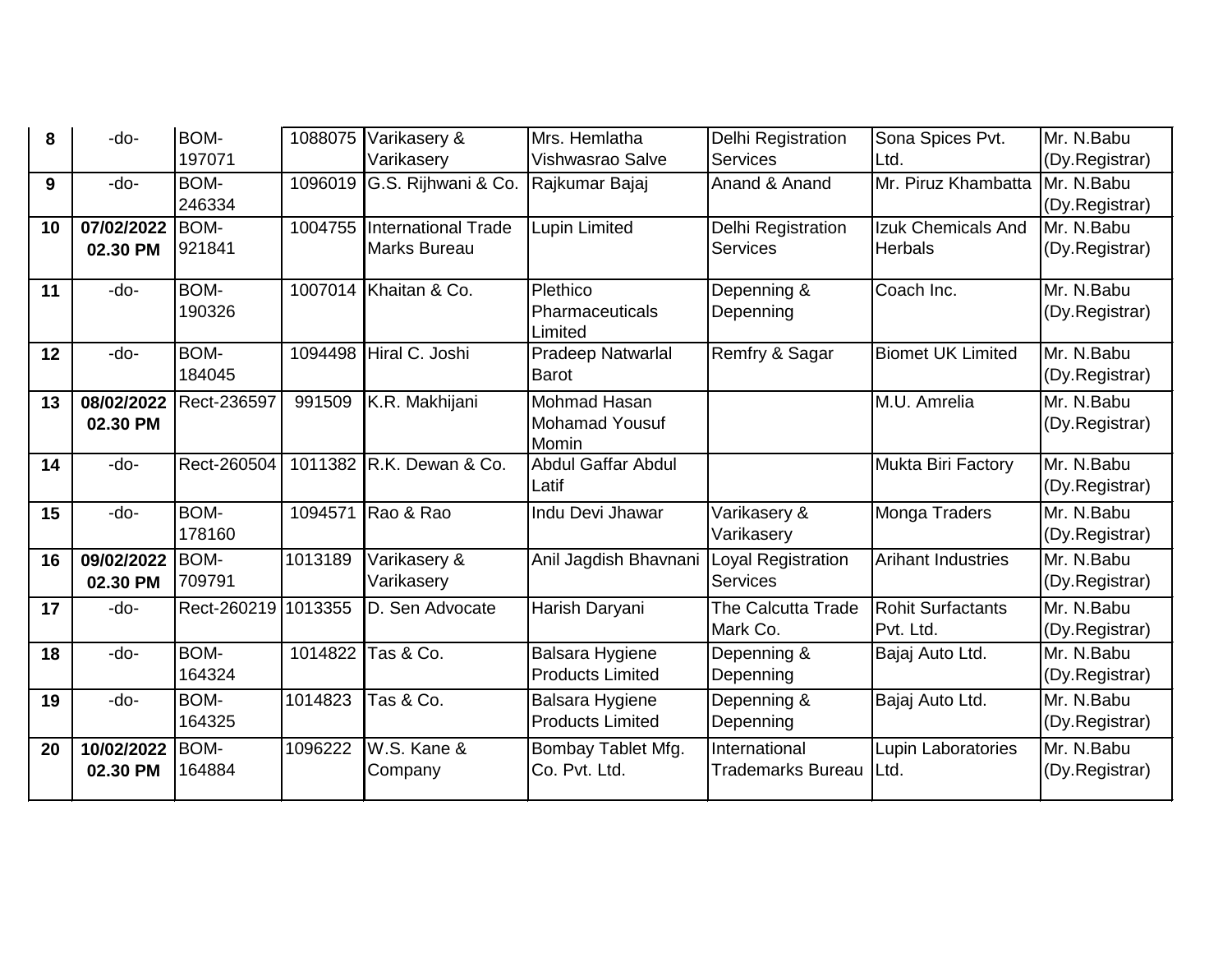| 8 | -do- | BOM-197071 | 1088075 | Varikasery & Varikasery | Mrs. Hemlatha Vishwasrao Salve | Delhi Registration Services | Sona Spices Pvt. Ltd. | Mr. N.Babu (Dy.Registrar) |
|---|---|---|---|---|---|---|---|---|
| 9 | -do- | BOM-246334 | 1096019 | G.S. Rijhwani & Co. | Rajkumar Bajaj | Anand & Anand | Mr. Piruz Khambatta | Mr. N.Babu (Dy.Registrar) |
| 10 | **07/02/2022 02.30 PM** | BOM-921841 | 1004755 | International Trade Marks Bureau | Lupin Limited | Delhi Registration Services | Izuk Chemicals And Herbals | Mr. N.Babu (Dy.Registrar) |
| 11 | -do- | BOM-190326 | 1007014 | Khaitan & Co. | Plethico Pharmaceuticals Limited | Depenning & Depenning | Coach Inc. | Mr. N.Babu (Dy.Registrar) |
| 12 | -do- | BOM-184045 | 1094498 | Hiral C. Joshi | Pradeep Natwarlal Barot | Remfry & Sagar | Biomet UK Limited | Mr. N.Babu (Dy.Registrar) |
| 13 | **08/02/2022 02.30 PM** | Rect-236597 | 991509 | K.R. Makhijani | Mohmad Hasan Mohamad Yousuf Momin | | M.U. Amrelia | Mr. N.Babu (Dy.Registrar) |
| 14 | -do- | Rect-260504 | 1011382 | R.K. Dewan & Co. | Abdul Gaffar Abdul Latif | | Mukta Biri Factory | Mr. N.Babu (Dy.Registrar) |
| 15 | -do- | BOM-178160 | 1094571 | Rao & Rao | Indu Devi Jhawar | Varikasery & Varikasery | Monga Traders | Mr. N.Babu (Dy.Registrar) |
| 16 | **09/02/2022 02.30 PM** | BOM-709791 | 1013189 | Varikasery & Varikasery | Anil Jagdish Bhavnani | Loyal Registration Services | Arihant Industries | Mr. N.Babu (Dy.Registrar) |
| 17 | -do- | Rect-260219 | 1013355 | D. Sen Advocate | Harish Daryani | The Calcutta Trade Mark Co. | Rohit Surfactants Pvt. Ltd. | Mr. N.Babu (Dy.Registrar) |
| 18 | -do- | BOM-164324 | 1014822 | Tas & Co. | Balsara Hygiene Products Limited | Depenning & Depenning | Bajaj Auto Ltd. | Mr. N.Babu (Dy.Registrar) |
| 19 | -do- | BOM-164325 | 1014823 | Tas & Co. | Balsara Hygiene Products Limited | Depenning & Depenning | Bajaj Auto Ltd. | Mr. N.Babu (Dy.Registrar) |
| 20 | **10/02/2022 02.30 PM** | BOM-164884 | 1096222 | W.S. Kane & Company | Bombay Tablet Mfg. Co. Pvt. Ltd. | International Trademarks Bureau | Lupin Laboratories Ltd. | Mr. N.Babu (Dy.Registrar) |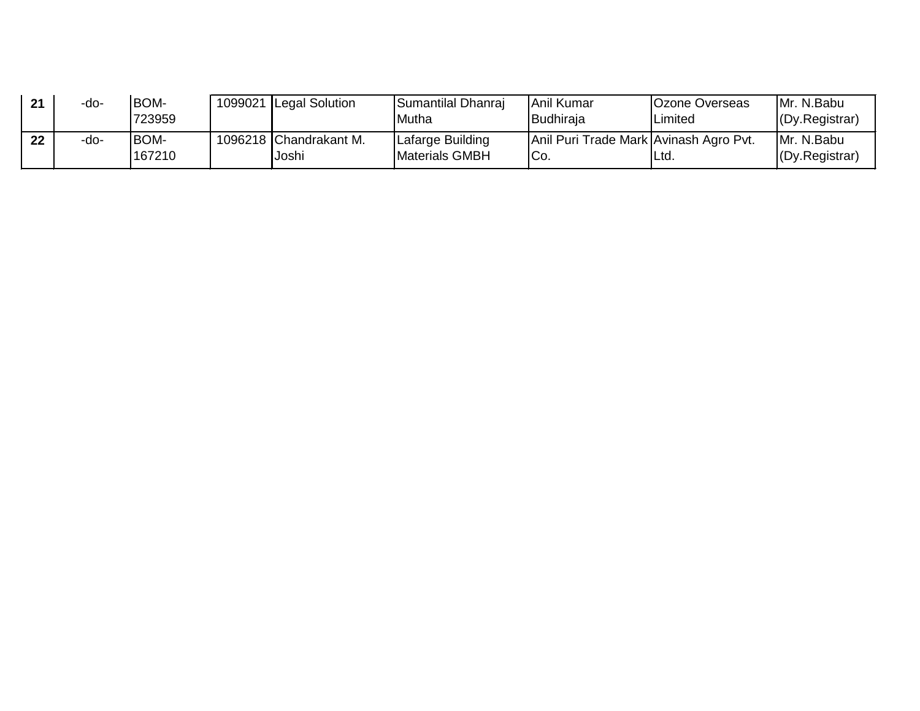| | | | | | | | | |
|---|---|---|---|---|---|---|---|---|
| **21** | -do- | BOM-723959 | 1099021 | Legal Solution | Sumantilal Dhanraj Mutha | Anil Kumar Budhiraja | Ozone Overseas Limited | Mr. N.Babu (Dy.Registrar) |
| **22** | -do- | BOM-167210 | 1096218 | Chandrakant M. Joshi | Lafarge Building Materials GMBH | Anil Puri Trade Mark Co. | Avinash Agro Pvt. Ltd. | Mr. N.Babu (Dy.Registrar) |